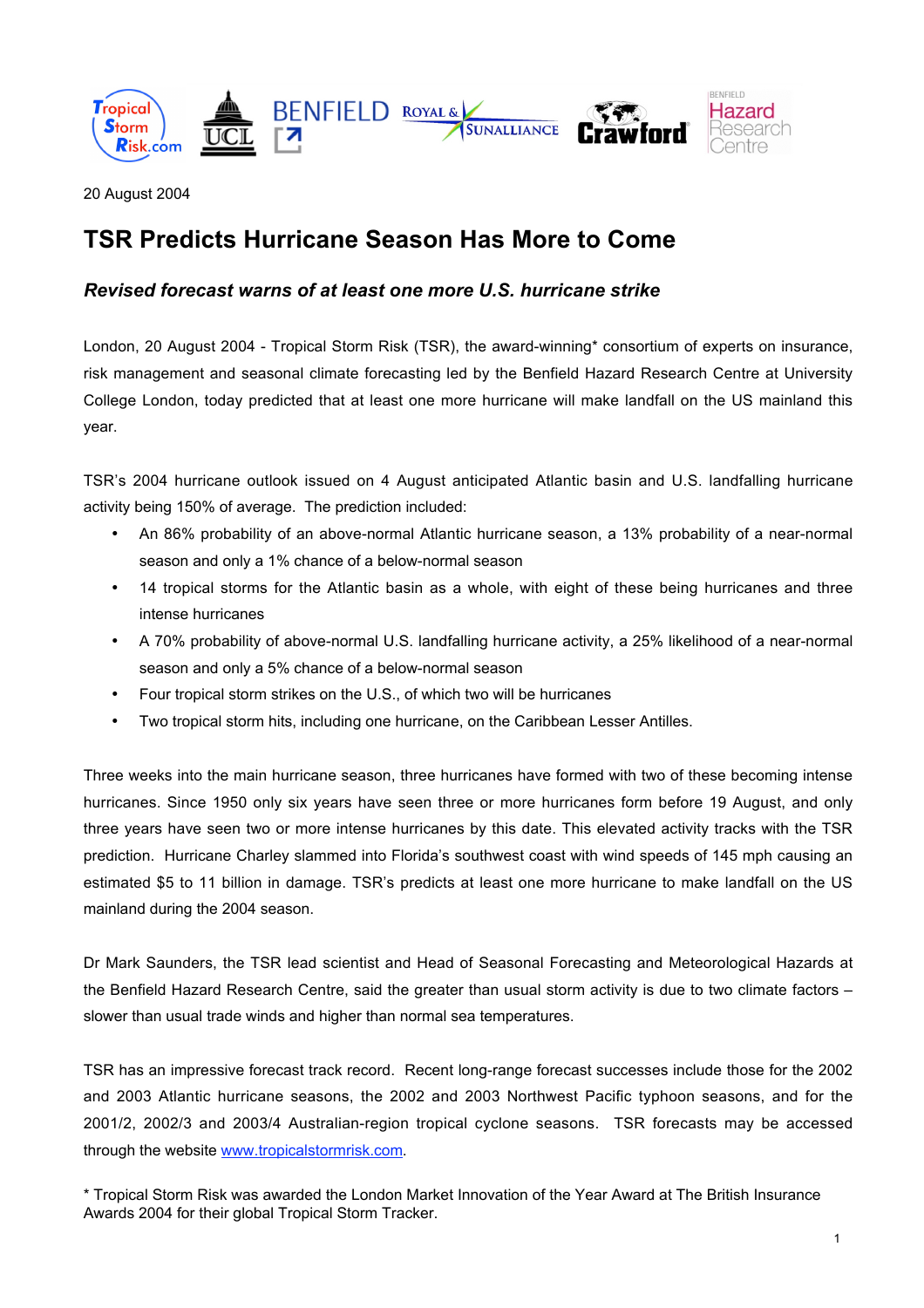20 August 2004

# TSR Predicts Hurricane Season Has More to Come

## *Revised forecast warns of at least one more U.S. hurricane strike*

London, 20 August 2004 - Tropical Storm Risk (TSR), the award-winning* consortium of experts on insurance, risk management and seasonal climate forecasting led by the Benfield Hazard Research Centre at University College London, today predicted that at least one more hurricane will make landfall on the US mainland this year.

TSR's 2004 hurricane outlook issued on 4 August anticipated Atlantic basin and U.S. landfalling hurricane activity being 150% of average. The prediction included:

- An 86% probability of an above-normal Atlantic hurricane season, a 13% probability of a near-normal season and only a 1% chance of a below-normal season
- 14 tropical storms for the Atlantic basin as a whole, with eight of these being hurricanes and three intense hurricanes
- A 70% probability of above-normal U.S. landfalling hurricane activity, a 25% likelihood of a near-normal season and only a 5% chance of a below-normal season
- Four tropical storm strikes on the U.S., of which two will be hurricanes
- Two tropical storm hits, including one hurricane, on the Caribbean Lesser Antilles.

Three weeks into the main hurricane season, three hurricanes have formed with two of these becoming intense hurricanes. Since 1950 only six years have seen three or more hurricanes form before 19 August, and only three years have seen two or more intense hurricanes by this date. This elevated activity tracks with the TSR prediction. Hurricane Charley slammed into Florida's southwest coast with wind speeds of 145 mph causing an estimated $5 to 11 billion in damage. TSR's predicts at least one more hurricane to make landfall on the US mainland during the 2004 season.

Dr Mark Saunders, the TSR lead scientist and Head of Seasonal Forecasting and Meteorological Hazards at the Benfield Hazard Research Centre, said the greater than usual storm activity is due to two climate factors – slower than usual trade winds and higher than normal sea temperatures.

TSR has an impressive forecast track record. Recent long-range forecast successes include those for the 2002 and 2003 Atlantic hurricane seasons, the 2002 and 2003 Northwest Pacific typhoon seasons, and for the 2001/2, 2002/3 and 2003/4 Australian-region tropical cyclone seasons. TSR forecasts may be accessed through the website www.tropicalstormrisk.com.

* Tropical Storm Risk was awarded the London Market Innovation of the Year Award at The British Insurance Awards 2004 for their global Tropical Storm Tracker.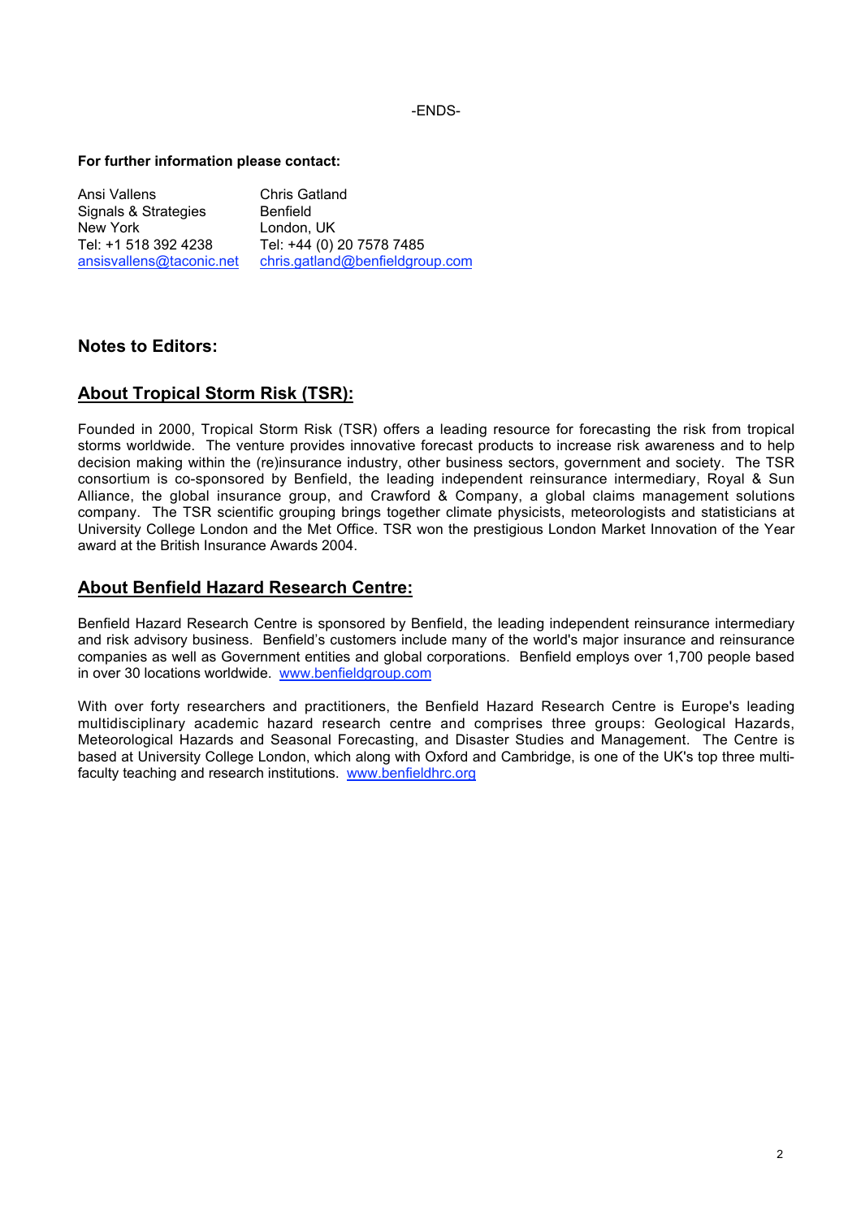-ENDS-

**For further information please contact:**

| | |
|---|---|
| Ansi Vallens | Chris Gatland |
| Signals & Strategies | Benfield |
| New York | London, UK |
| Tel: +1 518 392 4238 | Tel: +44 (0) 20 7578 7485 |
| ansisvallens@taconic.net | chris.gatland@benfieldgroup.com |

## Notes to Editors:

## About Tropical Storm Risk (TSR):

Founded in 2000, Tropical Storm Risk (TSR) offers a leading resource for forecasting the risk from tropical storms worldwide. The venture provides innovative forecast products to increase risk awareness and to help decision making within the (re)insurance industry, other business sectors, government and society. The TSR consortium is co-sponsored by Benfield, the leading independent reinsurance intermediary, Royal & Sun Alliance, the global insurance group, and Crawford & Company, a global claims management solutions company. The TSR scientific grouping brings together climate physicists, meteorologists and statisticians at University College London and the Met Office. TSR won the prestigious London Market Innovation of the Year award at the British Insurance Awards 2004.

## About Benfield Hazard Research Centre:

Benfield Hazard Research Centre is sponsored by Benfield, the leading independent reinsurance intermediary and risk advisory business. Benfield's customers include many of the world's major insurance and reinsurance companies as well as Government entities and global corporations. Benfield employs over 1,700 people based in over 30 locations worldwide. www.benfieldgroup.com

With over forty researchers and practitioners, the Benfield Hazard Research Centre is Europe's leading multidisciplinary academic hazard research centre and comprises three groups: Geological Hazards, Meteorological Hazards and Seasonal Forecasting, and Disaster Studies and Management. The Centre is based at University College London, which along with Oxford and Cambridge, is one of the UK's top three multi-faculty teaching and research institutions. www.benfieldhrc.org